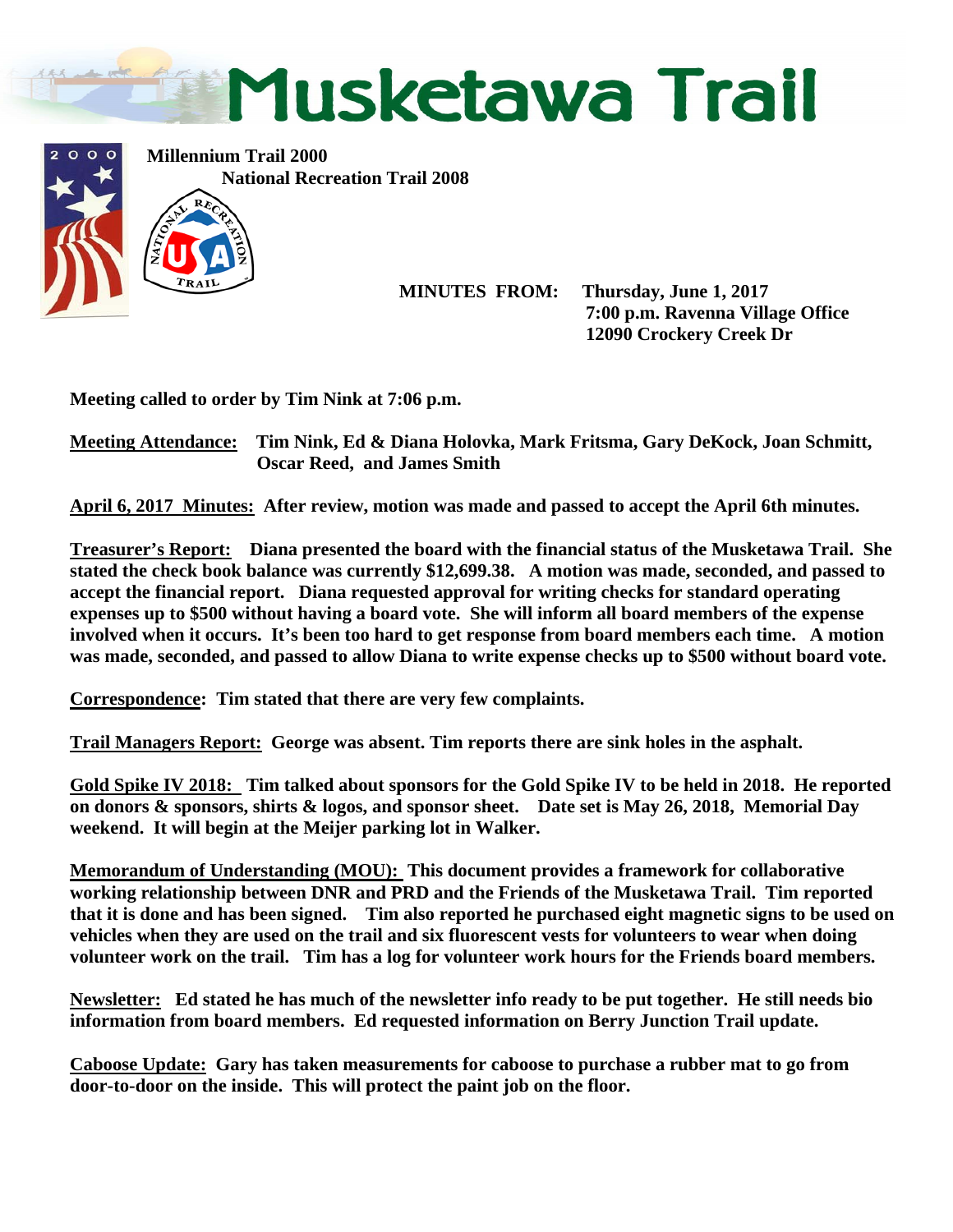# Musketawa Trail

**Millennium Trail 2000**

**National Recreation Trail 2008**

**MINUTES FROM: Thursday, June 1, 2017**
**7:00 p.m. Ravenna Village Office**
**12090 Crockery Creek Dr**

**Meeting called to order by Tim Nink at 7:06 p.m.**

**Meeting Attendance:** **Tim Nink, Ed & Diana Holovka, Mark Fritsma, Gary DeKock, Joan Schmitt, Oscar Reed, and James Smith**

**April 6, 2017 Minutes:** **After review, motion was made and passed to accept the April 6th minutes.**

**Treasurer's Report:** **Diana presented the board with the financial status of the Musketawa Trail. She stated the check book balance was currently $12,699.38. A motion was made, seconded, and passed to accept the financial report. Diana requested approval for writing checks for standard operating expenses up to $500 without having a board vote. She will inform all board members of the expense involved when it occurs. It's been too hard to get response from board members each time. A motion was made, seconded, and passed to allow Diana to write expense checks up to $500 without board vote.**

**Correspondence:** **Tim stated that there are very few complaints.**

**Trail Managers Report:** **George was absent. Tim reports there are sink holes in the asphalt.**

**Gold Spike IV 2018:** **Tim talked about sponsors for the Gold Spike IV to be held in 2018. He reported on donors & sponsors, shirts & logos, and sponsor sheet. Date set is May 26, 2018, Memorial Day weekend. It will begin at the Meijer parking lot in Walker.**

**Memorandum of Understanding (MOU):** **This document provides a framework for collaborative working relationship between DNR and PRD and the Friends of the Musketawa Trail. Tim reported that it is done and has been signed. Tim also reported he purchased eight magnetic signs to be used on vehicles when they are used on the trail and six fluorescent vests for volunteers to wear when doing volunteer work on the trail. Tim has a log for volunteer work hours for the Friends board members.**

**Newsletter:** **Ed stated he has much of the newsletter info ready to be put together. He still needs bio information from board members. Ed requested information on Berry Junction Trail update.**

**Caboose Update:** **Gary has taken measurements for caboose to purchase a rubber mat to go from door-to-door on the inside. This will protect the paint job on the floor.**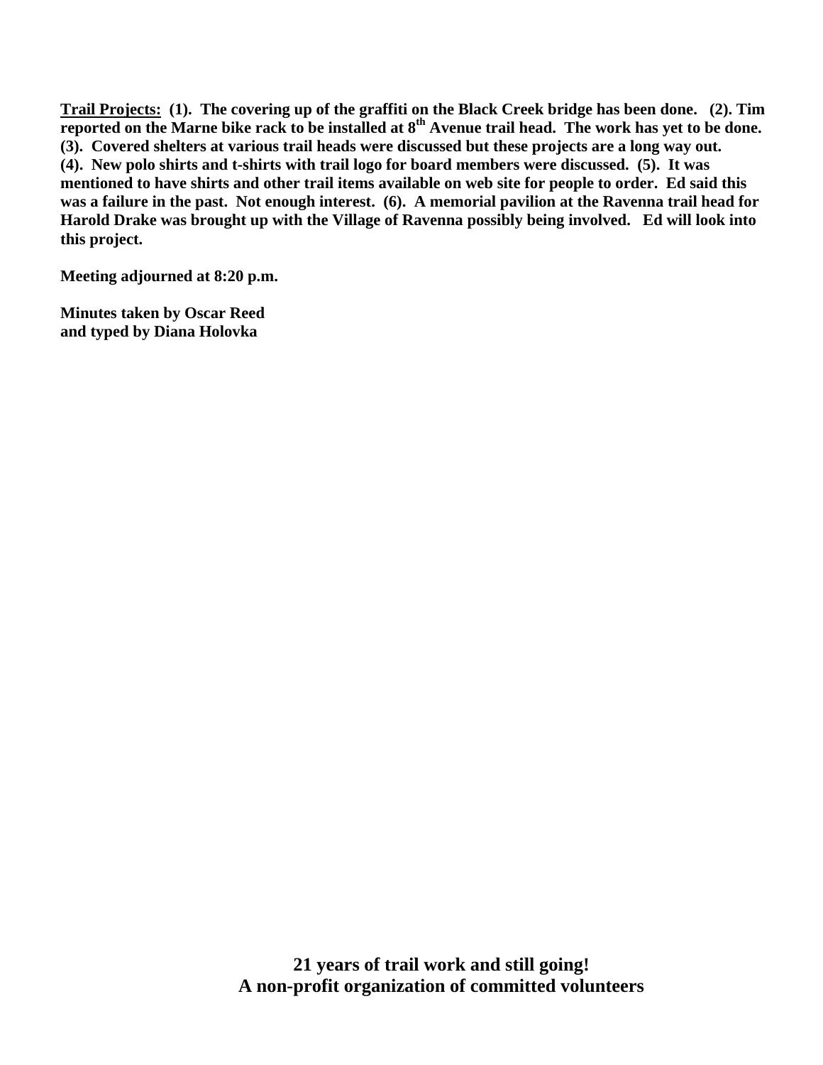**Trail Projects: (1). The covering up of the graffiti on the Black Creek bridge has been done. (2). Tim reported on the Marne bike rack to be installed at 8th Avenue trail head. The work has yet to be done. (3). Covered shelters at various trail heads were discussed but these projects are a long way out. (4). New polo shirts and t-shirts with trail logo for board members were discussed. (5). It was mentioned to have shirts and other trail items available on web site for people to order. Ed said this was a failure in the past. Not enough interest. (6). A memorial pavilion at the Ravenna trail head for Harold Drake was brought up with the Village of Ravenna possibly being involved. Ed will look into this project.**

**Meeting adjourned at 8:20 p.m.**

**Minutes taken by Oscar Reed**
**and typed by Diana Holovka**

**21 years of trail work and still going!**
**A non-profit organization of committed volunteers**